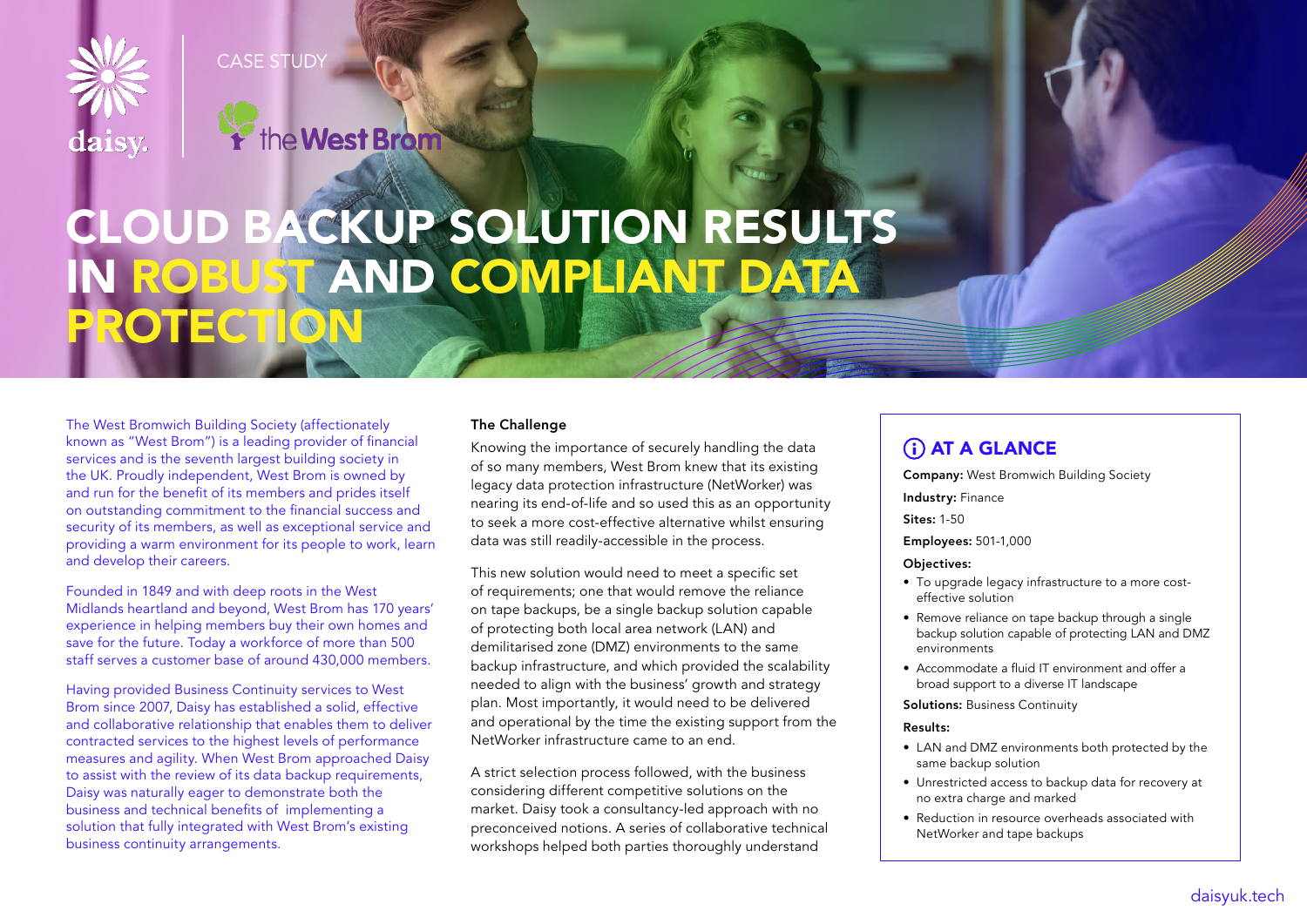CASE STUDY

# CLOUD BACKUP SOLUTION RESULTS IN ROBUST AND COMPLIANT DATA PROTECTION

The West Bromwich Building Society (affectionately known as "West Brom") is a leading provider of financial services and is the seventh largest building society in the UK. Proudly independent, West Brom is owned by and run for the benefit of its members and prides itself on outstanding commitment to the financial success and security of its members, as well as exceptional service and providing a warm environment for its people to work, learn and develop their careers.

Founded in 1849 and with deep roots in the West Midlands heartland and beyond, West Brom has 170 years' experience in helping members buy their own homes and save for the future. Today a workforce of more than 500 staff serves a customer base of around 430,000 members.

Having provided Business Continuity services to West Brom since 2007, Daisy has established a solid, effective and collaborative relationship that enables them to deliver contracted services to the highest levels of performance measures and agility. When West Brom approached Daisy to assist with the review of its data backup requirements, Daisy was naturally eager to demonstrate both the business and technical benefits of implementing a solution that fully integrated with West Brom's existing business continuity arrangements.

## The Challenge

Knowing the importance of securely handling the data of so many members, West Brom knew that its existing legacy data protection infrastructure (NetWorker) was nearing its end-of-life and so used this as an opportunity to seek a more cost-effective alternative whilst ensuring data was still readily-accessible in the process.

This new solution would need to meet a specific set of requirements; one that would remove the reliance on tape backups, be a single backup solution capable of protecting both local area network (LAN) and demilitarised zone (DMZ) environments to the same backup infrastructure, and which provided the scalability needed to align with the business' growth and strategy plan. Most importantly, it would need to be delivered and operational by the time the existing support from the NetWorker infrastructure came to an end.

A strict selection process followed, with the business considering different competitive solutions on the market. Daisy took a consultancy-led approach with no preconceived notions. A series of collaborative technical workshops helped both parties thoroughly understand

## AT A GLANCE

**Company:** West Bromwich Building Society

**Industry:** Finance

**Sites:** 1-50

**Employees:** 501-1,000

**Objectives:**

- To upgrade legacy infrastructure to a more cost-effective solution
- Remove reliance on tape backup through a single backup solution capable of protecting LAN and DMZ environments
- Accommodate a fluid IT environment and offer a broad support to a diverse IT landscape

**Solutions:** Business Continuity

**Results:**

- LAN and DMZ environments both protected by the same backup solution
- Unrestricted access to backup data for recovery at no extra charge and marked
- Reduction in resource overheads associated with NetWorker and tape backups

daisyuk.tech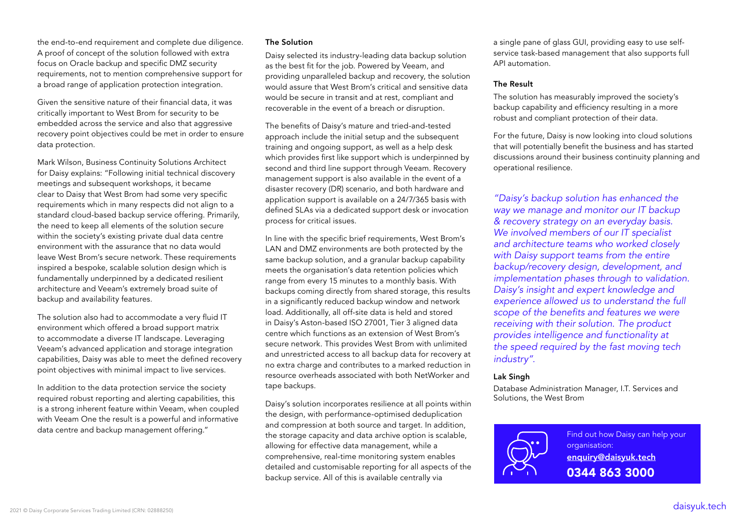the end-to-end requirement and complete due diligence. A proof of concept of the solution followed with extra focus on Oracle backup and specific DMZ security requirements, not to mention comprehensive support for a broad range of application protection integration.

Given the sensitive nature of their financial data, it was critically important to West Brom for security to be embedded across the service and also that aggressive recovery point objectives could be met in order to ensure data protection.

Mark Wilson, Business Continuity Solutions Architect for Daisy explains: "Following initial technical discovery meetings and subsequent workshops, it became clear to Daisy that West Brom had some very specific requirements which in many respects did not align to a standard cloud-based backup service offering. Primarily, the need to keep all elements of the solution secure within the society's existing private dual data centre environment with the assurance that no data would leave West Brom's secure network. These requirements inspired a bespoke, scalable solution design which is fundamentally underpinned by a dedicated resilient architecture and Veeam's extremely broad suite of backup and availability features.

The solution also had to accommodate a very fluid IT environment which offered a broad support matrix to accommodate a diverse IT landscape. Leveraging Veeam's advanced application and storage integration capabilities, Daisy was able to meet the defined recovery point objectives with minimal impact to live services.

In addition to the data protection service the society required robust reporting and alerting capabilities, this is a strong inherent feature within Veeam, when coupled with Veeam One the result is a powerful and informative data centre and backup management offering."

### The Solution

Daisy selected its industry-leading data backup solution as the best fit for the job. Powered by Veeam, and providing unparalleled backup and recovery, the solution would assure that West Brom's critical and sensitive data would be secure in transit and at rest, compliant and recoverable in the event of a breach or disruption.

The benefits of Daisy's mature and tried-and-tested approach include the initial setup and the subsequent training and ongoing support, as well as a help desk which provides first like support which is underpinned by second and third line support through Veeam. Recovery management support is also available in the event of a disaster recovery (DR) scenario, and both hardware and application support is available on a 24/7/365 basis with defined SLAs via a dedicated support desk or invocation process for critical issues.

In line with the specific brief requirements, West Brom's LAN and DMZ environments are both protected by the same backup solution, and a granular backup capability meets the organisation's data retention policies which range from every 15 minutes to a monthly basis. With backups coming directly from shared storage, this results in a significantly reduced backup window and network load. Additionally, all off-site data is held and stored in Daisy's Aston-based ISO 27001, Tier 3 aligned data centre which functions as an extension of West Brom's secure network. This provides West Brom with unlimited and unrestricted access to all backup data for recovery at no extra charge and contributes to a marked reduction in resource overheads associated with both NetWorker and tape backups.

Daisy's solution incorporates resilience at all points within the design, with performance-optimised deduplication and compression at both source and target. In addition, the storage capacity and data archive option is scalable, allowing for effective data management, while a comprehensive, real-time monitoring system enables detailed and customisable reporting for all aspects of the backup service. All of this is available centrally via a single pane of glass GUI, providing easy to use self-service task-based management that also supports full API automation.

### The Result

The solution has measurably improved the society's backup capability and efficiency resulting in a more robust and compliant protection of their data.

For the future, Daisy is now looking into cloud solutions that will potentially benefit the business and has started discussions around their business continuity planning and operational resilience.

*"Daisy's backup solution has enhanced the way we manage and monitor our IT backup & recovery strategy on an everyday basis. We involved members of our IT specialist and architecture teams who worked closely with Daisy support teams from the entire backup/recovery design, development, and implementation phases through to validation. Daisy's insight and expert knowledge and experience allowed us to understand the full scope of the benefits and features we were receiving with their solution. The product provides intelligence and functionality at the speed required by the fast moving tech industry".*

**Lak Singh**

Database Administration Manager, I.T. Services and Solutions, the West Brom

Find out how Daisy can help your organisation:

**enquiry@daisyuk.tech**

**0344 863 3000**

2021 © Daisy Corporate Services Trading Limited (CRN: 02888250)

daisyuk.tech